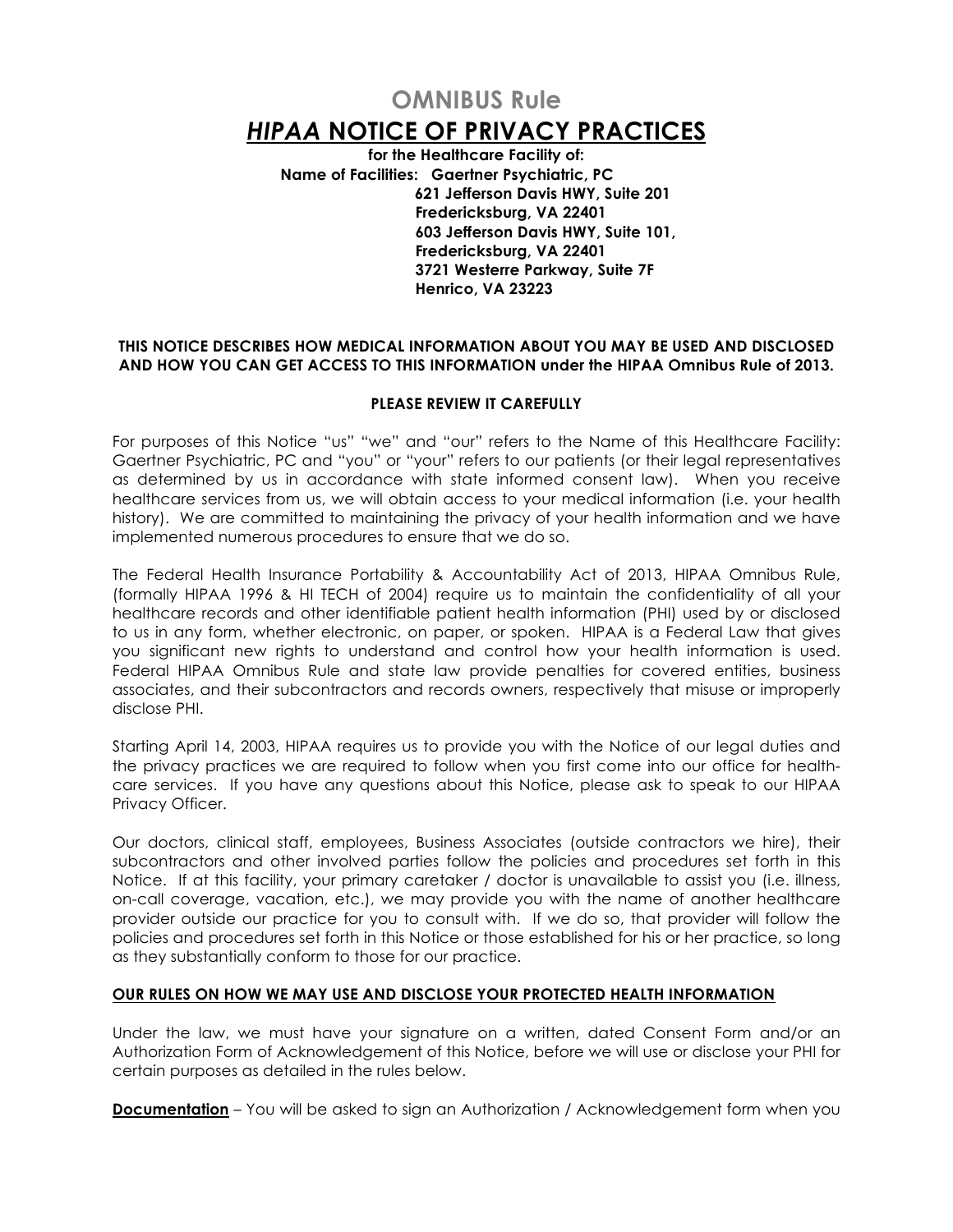# OMNIBUS Rule

# *HIPAA* NOTICE OF PRIVACY PRACTICES

**for the Healthcare Facility of:**

**Name of Facilities: Gaertner Psychiatric, PC**
**621 Jefferson Davis HWY, Suite 201**
**Fredericksburg, VA 22401**
**603 Jefferson Davis HWY, Suite 101,**
**Fredericksburg, VA 22401**
**3721 Westerre Parkway, Suite 7F**
**Henrico, VA 23223**

**THIS NOTICE DESCRIBES HOW MEDICAL INFORMATION ABOUT YOU MAY BE USED AND DISCLOSED AND HOW YOU CAN GET ACCESS TO THIS INFORMATION under the HIPAA Omnibus Rule of 2013.**

**PLEASE REVIEW IT CAREFULLY**

For purposes of this Notice "us" "we" and "our" refers to the Name of this Healthcare Facility: Gaertner Psychiatric, PC and "you" or "your" refers to our patients (or their legal representatives as determined by us in accordance with state informed consent law). When you receive healthcare services from us, we will obtain access to your medical information (i.e. your health history). We are committed to maintaining the privacy of your health information and we have implemented numerous procedures to ensure that we do so.

The Federal Health Insurance Portability & Accountability Act of 2013, HIPAA Omnibus Rule, (formally HIPAA 1996 & HI TECH of 2004) require us to maintain the confidentiality of all your healthcare records and other identifiable patient health information (PHI) used by or disclosed to us in any form, whether electronic, on paper, or spoken. HIPAA is a Federal Law that gives you significant new rights to understand and control how your health information is used. Federal HIPAA Omnibus Rule and state law provide penalties for covered entities, business associates, and their subcontractors and records owners, respectively that misuse or improperly disclose PHI.

Starting April 14, 2003, HIPAA requires us to provide you with the Notice of our legal duties and the privacy practices we are required to follow when you first come into our office for health-care services. If you have any questions about this Notice, please ask to speak to our HIPAA Privacy Officer.

Our doctors, clinical staff, employees, Business Associates (outside contractors we hire), their subcontractors and other involved parties follow the policies and procedures set forth in this Notice. If at this facility, your primary caretaker / doctor is unavailable to assist you (i.e. illness, on-call coverage, vacation, etc.), we may provide you with the name of another healthcare provider outside our practice for you to consult with. If we do so, that provider will follow the policies and procedures set forth in this Notice or those established for his or her practice, so long as they substantially conform to those for our practice.

**<u>OUR RULES ON HOW WE MAY USE AND DISCLOSE YOUR PROTECTED HEALTH INFORMATION</u>**

Under the law, we must have your signature on a written, dated Consent Form and/or an Authorization Form of Acknowledgement of this Notice, before we will use or disclose your PHI for certain purposes as detailed in the rules below.

**<u>Documentation</u>** – You will be asked to sign an Authorization / Acknowledgement form when you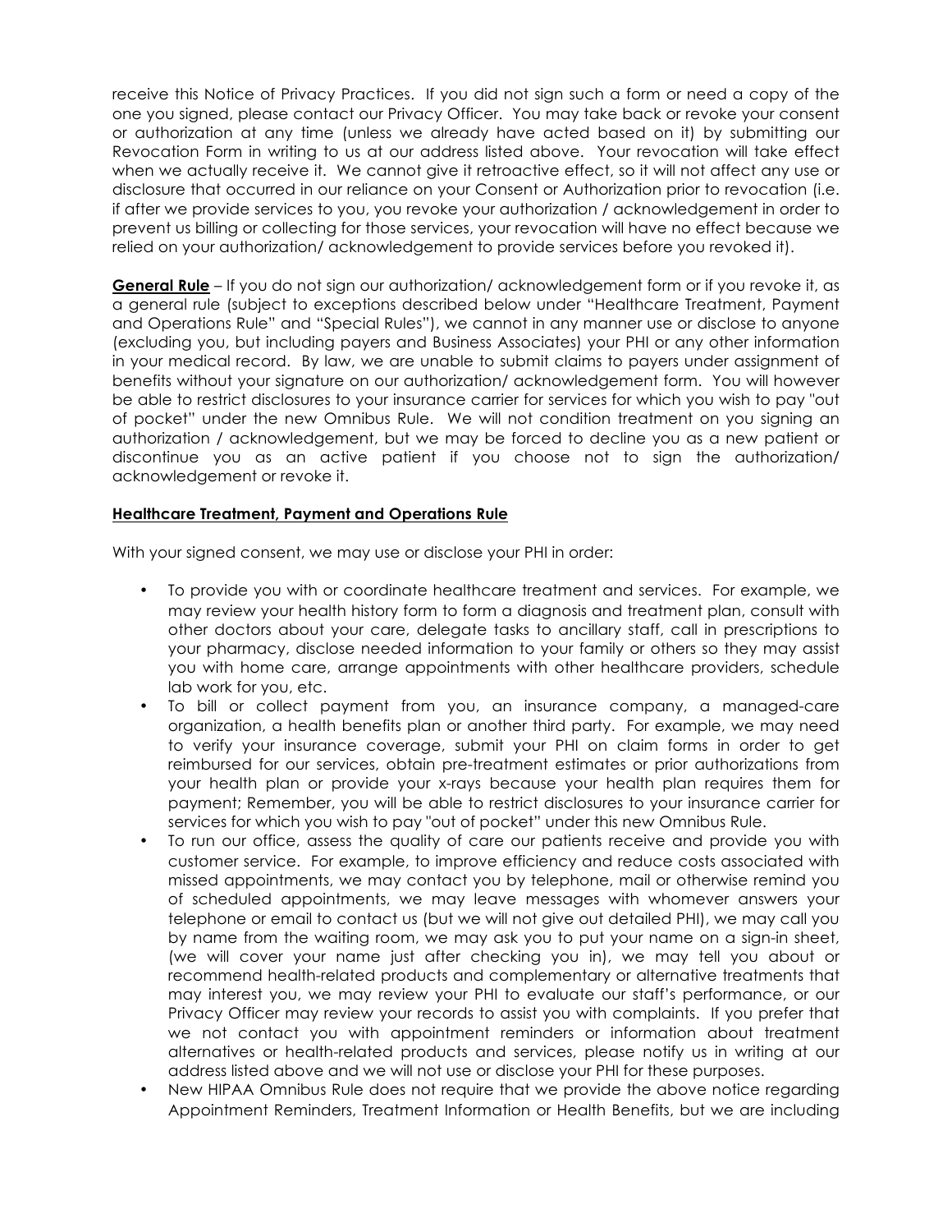receive this Notice of Privacy Practices. If you did not sign such a form or need a copy of the one you signed, please contact our Privacy Officer. You may take back or revoke your consent or authorization at any time (unless we already have acted based on it) by submitting our Revocation Form in writing to us at our address listed above. Your revocation will take effect when we actually receive it. We cannot give it retroactive effect, so it will not affect any use or disclosure that occurred in our reliance on your Consent or Authorization prior to revocation (i.e. if after we provide services to you, you revoke your authorization / acknowledgement in order to prevent us billing or collecting for those services, your revocation will have no effect because we relied on your authorization/ acknowledgement to provide services before you revoked it).

**General Rule** – If you do not sign our authorization/ acknowledgement form or if you revoke it, as a general rule (subject to exceptions described below under "Healthcare Treatment, Payment and Operations Rule" and "Special Rules"), we cannot in any manner use or disclose to anyone (excluding you, but including payers and Business Associates) your PHI or any other information in your medical record. By law, we are unable to submit claims to payers under assignment of benefits without your signature on our authorization/ acknowledgement form. You will however be able to restrict disclosures to your insurance carrier for services for which you wish to pay "out of pocket" under the new Omnibus Rule. We will not condition treatment on you signing an authorization / acknowledgement, but we may be forced to decline you as a new patient or discontinue you as an active patient if you choose not to sign the authorization/ acknowledgement or revoke it.

**Healthcare Treatment, Payment and Operations Rule**

With your signed consent, we may use or disclose your PHI in order:

- To provide you with or coordinate healthcare treatment and services. For example, we may review your health history form to form a diagnosis and treatment plan, consult with other doctors about your care, delegate tasks to ancillary staff, call in prescriptions to your pharmacy, disclose needed information to your family or others so they may assist you with home care, arrange appointments with other healthcare providers, schedule lab work for you, etc.
- To bill or collect payment from you, an insurance company, a managed-care organization, a health benefits plan or another third party. For example, we may need to verify your insurance coverage, submit your PHI on claim forms in order to get reimbursed for our services, obtain pre-treatment estimates or prior authorizations from your health plan or provide your x-rays because your health plan requires them for payment; Remember, you will be able to restrict disclosures to your insurance carrier for services for which you wish to pay "out of pocket" under this new Omnibus Rule.
- To run our office, assess the quality of care our patients receive and provide you with customer service. For example, to improve efficiency and reduce costs associated with missed appointments, we may contact you by telephone, mail or otherwise remind you of scheduled appointments, we may leave messages with whomever answers your telephone or email to contact us (but we will not give out detailed PHI), we may call you by name from the waiting room, we may ask you to put your name on a sign-in sheet, (we will cover your name just after checking you in), we may tell you about or recommend health-related products and complementary or alternative treatments that may interest you, we may review your PHI to evaluate our staff's performance, or our Privacy Officer may review your records to assist you with complaints. If you prefer that we not contact you with appointment reminders or information about treatment alternatives or health-related products and services, please notify us in writing at our address listed above and we will not use or disclose your PHI for these purposes.
- New HIPAA Omnibus Rule does not require that we provide the above notice regarding Appointment Reminders, Treatment Information or Health Benefits, but we are including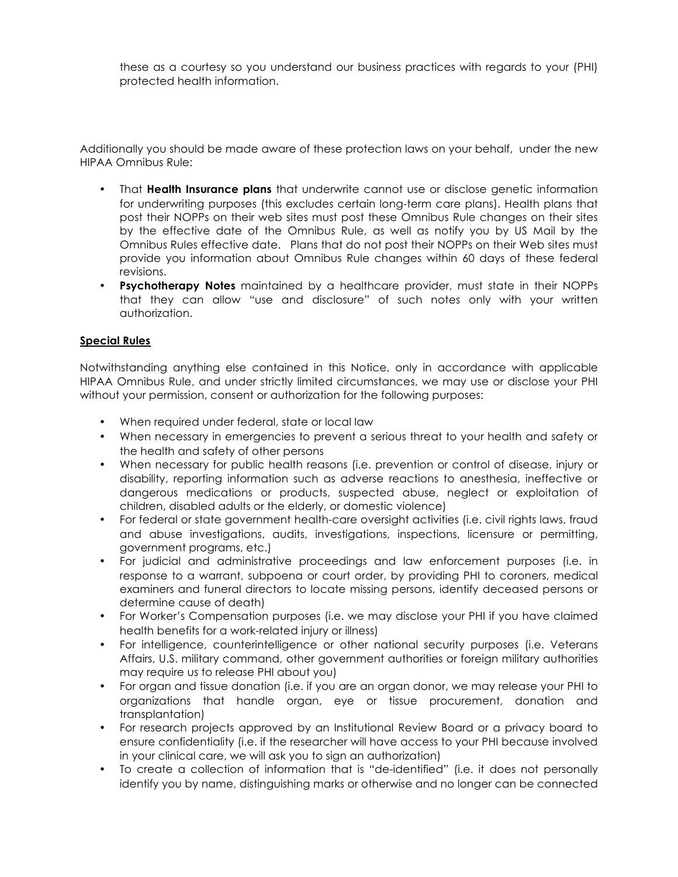these as a courtesy so you understand our business practices with regards to your (PHI) protected health information.

Additionally you should be made aware of these protection laws on your behalf, under the new HIPAA Omnibus Rule:

- That **Health Insurance plans** that underwrite cannot use or disclose genetic information for underwriting purposes (this excludes certain long-term care plans). Health plans that post their NOPPs on their web sites must post these Omnibus Rule changes on their sites by the effective date of the Omnibus Rule, as well as notify you by US Mail by the Omnibus Rules effective date. Plans that do not post their NOPPs on their Web sites must provide you information about Omnibus Rule changes within 60 days of these federal revisions.
- **Psychotherapy Notes** maintained by a healthcare provider, must state in their NOPPs that they can allow "use and disclosure" of such notes only with your written authorization.

**Special Rules**

Notwithstanding anything else contained in this Notice, only in accordance with applicable HIPAA Omnibus Rule, and under strictly limited circumstances, we may use or disclose your PHI without your permission, consent or authorization for the following purposes:

- When required under federal, state or local law
- When necessary in emergencies to prevent a serious threat to your health and safety or the health and safety of other persons
- When necessary for public health reasons (i.e. prevention or control of disease, injury or disability, reporting information such as adverse reactions to anesthesia, ineffective or dangerous medications or products, suspected abuse, neglect or exploitation of children, disabled adults or the elderly, or domestic violence)
- For federal or state government health-care oversight activities (i.e. civil rights laws, fraud and abuse investigations, audits, investigations, inspections, licensure or permitting, government programs, etc.)
- For judicial and administrative proceedings and law enforcement purposes (i.e. in response to a warrant, subpoena or court order, by providing PHI to coroners, medical examiners and funeral directors to locate missing persons, identify deceased persons or determine cause of death)
- For Worker's Compensation purposes (i.e. we may disclose your PHI if you have claimed health benefits for a work-related injury or illness)
- For intelligence, counterintelligence or other national security purposes (i.e. Veterans Affairs, U.S. military command, other government authorities or foreign military authorities may require us to release PHI about you)
- For organ and tissue donation (i.e. if you are an organ donor, we may release your PHI to organizations that handle organ, eye or tissue procurement, donation and transplantation)
- For research projects approved by an Institutional Review Board or a privacy board to ensure confidentiality (i.e. if the researcher will have access to your PHI because involved in your clinical care, we will ask you to sign an authorization)
- To create a collection of information that is "de-identified" (i.e. it does not personally identify you by name, distinguishing marks or otherwise and no longer can be connected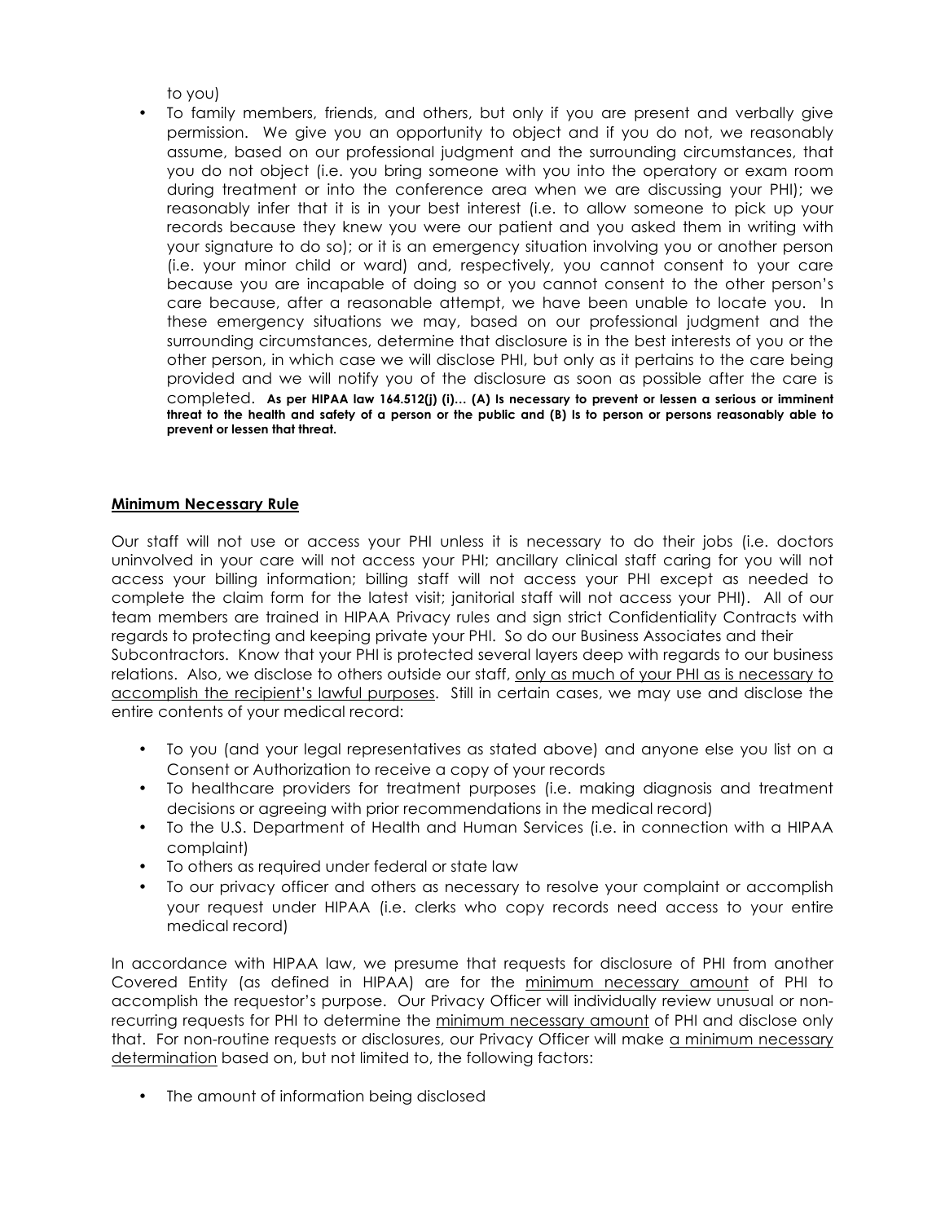to you)

- To family members, friends, and others, but only if you are present and verbally give permission. We give you an opportunity to object and if you do not, we reasonably assume, based on our professional judgment and the surrounding circumstances, that you do not object (i.e. you bring someone with you into the operatory or exam room during treatment or into the conference area when we are discussing your PHI); we reasonably infer that it is in your best interest (i.e. to allow someone to pick up your records because they knew you were our patient and you asked them in writing with your signature to do so); or it is an emergency situation involving you or another person (i.e. your minor child or ward) and, respectively, you cannot consent to your care because you are incapable of doing so or you cannot consent to the other person's care because, after a reasonable attempt, we have been unable to locate you. In these emergency situations we may, based on our professional judgment and the surrounding circumstances, determine that disclosure is in the best interests of you or the other person, in which case we will disclose PHI, but only as it pertains to the care being provided and we will notify you of the disclosure as soon as possible after the care is completed. **As per HIPAA law 164.512(j) (i)… (A) Is necessary to prevent or lessen a serious or imminent threat to the health and safety of a person or the public and (B) Is to person or persons reasonably able to prevent or lessen that threat.**

**Minimum Necessary Rule**

Our staff will not use or access your PHI unless it is necessary to do their jobs (i.e. doctors uninvolved in your care will not access your PHI; ancillary clinical staff caring for you will not access your billing information; billing staff will not access your PHI except as needed to complete the claim form for the latest visit; janitorial staff will not access your PHI). All of our team members are trained in HIPAA Privacy rules and sign strict Confidentiality Contracts with regards to protecting and keeping private your PHI. So do our Business Associates and their Subcontractors. Know that your PHI is protected several layers deep with regards to our business relations. Also, we disclose to others outside our staff, only as much of your PHI as is necessary to accomplish the recipient's lawful purposes. Still in certain cases, we may use and disclose the entire contents of your medical record:

- To you (and your legal representatives as stated above) and anyone else you list on a Consent or Authorization to receive a copy of your records
- To healthcare providers for treatment purposes (i.e. making diagnosis and treatment decisions or agreeing with prior recommendations in the medical record)
- To the U.S. Department of Health and Human Services (i.e. in connection with a HIPAA complaint)
- To others as required under federal or state law
- To our privacy officer and others as necessary to resolve your complaint or accomplish your request under HIPAA (i.e. clerks who copy records need access to your entire medical record)

In accordance with HIPAA law, we presume that requests for disclosure of PHI from another Covered Entity (as defined in HIPAA) are for the minimum necessary amount of PHI to accomplish the requestor's purpose. Our Privacy Officer will individually review unusual or non-recurring requests for PHI to determine the minimum necessary amount of PHI and disclose only that. For non-routine requests or disclosures, our Privacy Officer will make a minimum necessary determination based on, but not limited to, the following factors:

- The amount of information being disclosed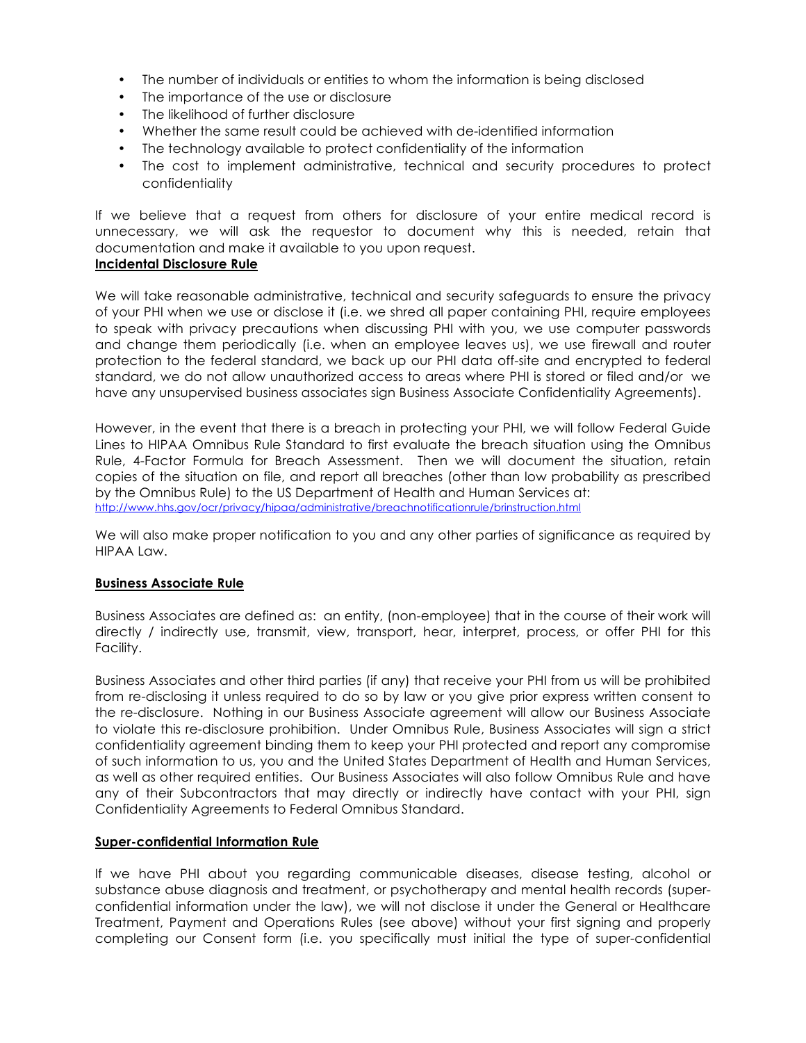- The number of individuals or entities to whom the information is being disclosed
- The importance of the use or disclosure
- The likelihood of further disclosure
- Whether the same result could be achieved with de-identified information
- The technology available to protect confidentiality of the information
- The cost to implement administrative, technical and security procedures to protect confidentiality

If we believe that a request from others for disclosure of your entire medical record is unnecessary, we will ask the requestor to document why this is needed, retain that documentation and make it available to you upon request.

**Incidental Disclosure Rule**

We will take reasonable administrative, technical and security safeguards to ensure the privacy of your PHI when we use or disclose it (i.e. we shred all paper containing PHI, require employees to speak with privacy precautions when discussing PHI with you, we use computer passwords and change them periodically (i.e. when an employee leaves us), we use firewall and router protection to the federal standard, we back up our PHI data off-site and encrypted to federal standard, we do not allow unauthorized access to areas where PHI is stored or filed and/or we have any unsupervised business associates sign Business Associate Confidentiality Agreements).

However, in the event that there is a breach in protecting your PHI, we will follow Federal Guide Lines to HIPAA Omnibus Rule Standard to first evaluate the breach situation using the Omnibus Rule, 4-Factor Formula for Breach Assessment. Then we will document the situation, retain copies of the situation on file, and report all breaches (other than low probability as prescribed by the Omnibus Rule) to the US Department of Health and Human Services at: http://www.hhs.gov/ocr/privacy/hipaa/administrative/breachnotificationrule/brinstruction.html

We will also make proper notification to you and any other parties of significance as required by HIPAA Law.

**Business Associate Rule**

Business Associates are defined as: an entity, (non-employee) that in the course of their work will directly / indirectly use, transmit, view, transport, hear, interpret, process, or offer PHI for this Facility.

Business Associates and other third parties (if any) that receive your PHI from us will be prohibited from re-disclosing it unless required to do so by law or you give prior express written consent to the re-disclosure. Nothing in our Business Associate agreement will allow our Business Associate to violate this re-disclosure prohibition. Under Omnibus Rule, Business Associates will sign a strict confidentiality agreement binding them to keep your PHI protected and report any compromise of such information to us, you and the United States Department of Health and Human Services, as well as other required entities. Our Business Associates will also follow Omnibus Rule and have any of their Subcontractors that may directly or indirectly have contact with your PHI, sign Confidentiality Agreements to Federal Omnibus Standard.

**Super-confidential Information Rule**

If we have PHI about you regarding communicable diseases, disease testing, alcohol or substance abuse diagnosis and treatment, or psychotherapy and mental health records (super-confidential information under the law), we will not disclose it under the General or Healthcare Treatment, Payment and Operations Rules (see above) without your first signing and properly completing our Consent form (i.e. you specifically must initial the type of super-confidential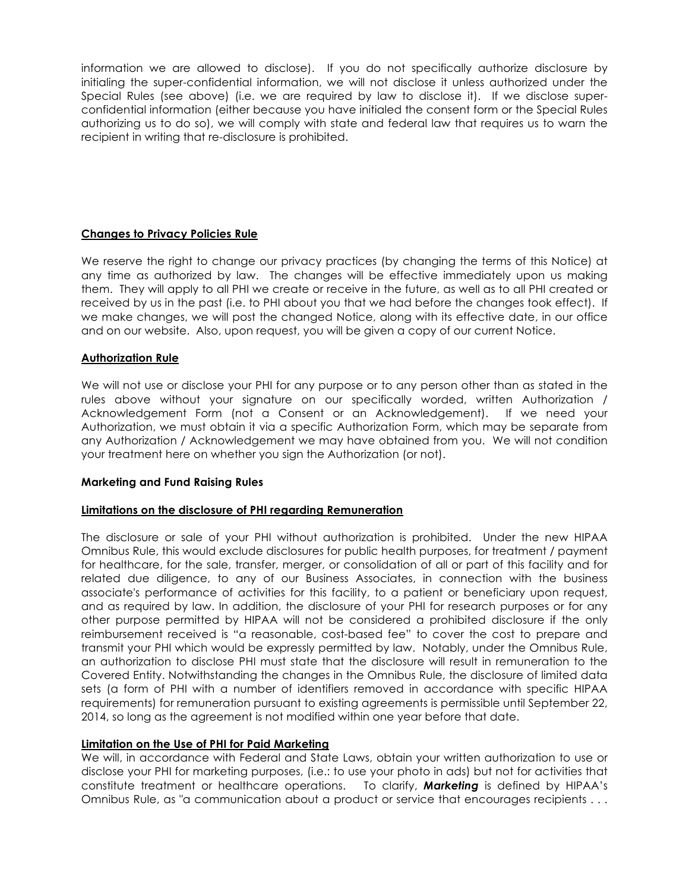information we are allowed to disclose). If you do not specifically authorize disclosure by initialing the super-confidential information, we will not disclose it unless authorized under the Special Rules (see above) (i.e. we are required by law to disclose it). If we disclose super-confidential information (either because you have initialed the consent form or the Special Rules authorizing us to do so), we will comply with state and federal law that requires us to warn the recipient in writing that re-disclosure is prohibited.

**Changes to Privacy Policies Rule**

We reserve the right to change our privacy practices (by changing the terms of this Notice) at any time as authorized by law. The changes will be effective immediately upon us making them. They will apply to all PHI we create or receive in the future, as well as to all PHI created or received by us in the past (i.e. to PHI about you that we had before the changes took effect). If we make changes, we will post the changed Notice, along with its effective date, in our office and on our website. Also, upon request, you will be given a copy of our current Notice.

**Authorization Rule**

We will not use or disclose your PHI for any purpose or to any person other than as stated in the rules above without your signature on our specifically worded, written Authorization / Acknowledgement Form (not a Consent or an Acknowledgement). If we need your Authorization, we must obtain it via a specific Authorization Form, which may be separate from any Authorization / Acknowledgement we may have obtained from you. We will not condition your treatment here on whether you sign the Authorization (or not).

**Marketing and Fund Raising Rules**

**Limitations on the disclosure of PHI regarding Remuneration**

The disclosure or sale of your PHI without authorization is prohibited. Under the new HIPAA Omnibus Rule, this would exclude disclosures for public health purposes, for treatment / payment for healthcare, for the sale, transfer, merger, or consolidation of all or part of this facility and for related due diligence, to any of our Business Associates, in connection with the business associate's performance of activities for this facility, to a patient or beneficiary upon request, and as required by law. In addition, the disclosure of your PHI for research purposes or for any other purpose permitted by HIPAA will not be considered a prohibited disclosure if the only reimbursement received is "a reasonable, cost-based fee" to cover the cost to prepare and transmit your PHI which would be expressly permitted by law. Notably, under the Omnibus Rule, an authorization to disclose PHI must state that the disclosure will result in remuneration to the Covered Entity. Notwithstanding the changes in the Omnibus Rule, the disclosure of limited data sets (a form of PHI with a number of identifiers removed in accordance with specific HIPAA requirements) for remuneration pursuant to existing agreements is permissible until September 22, 2014, so long as the agreement is not modified within one year before that date.

**Limitation on the Use of PHI for Paid Marketing**

We will, in accordance with Federal and State Laws, obtain your written authorization to use or disclose your PHI for marketing purposes, (i.e.: to use your photo in ads) but not for activities that constitute treatment or healthcare operations. To clarify, ***Marketing*** is defined by HIPAA's Omnibus Rule, as "a communication about a product or service that encourages recipients . . .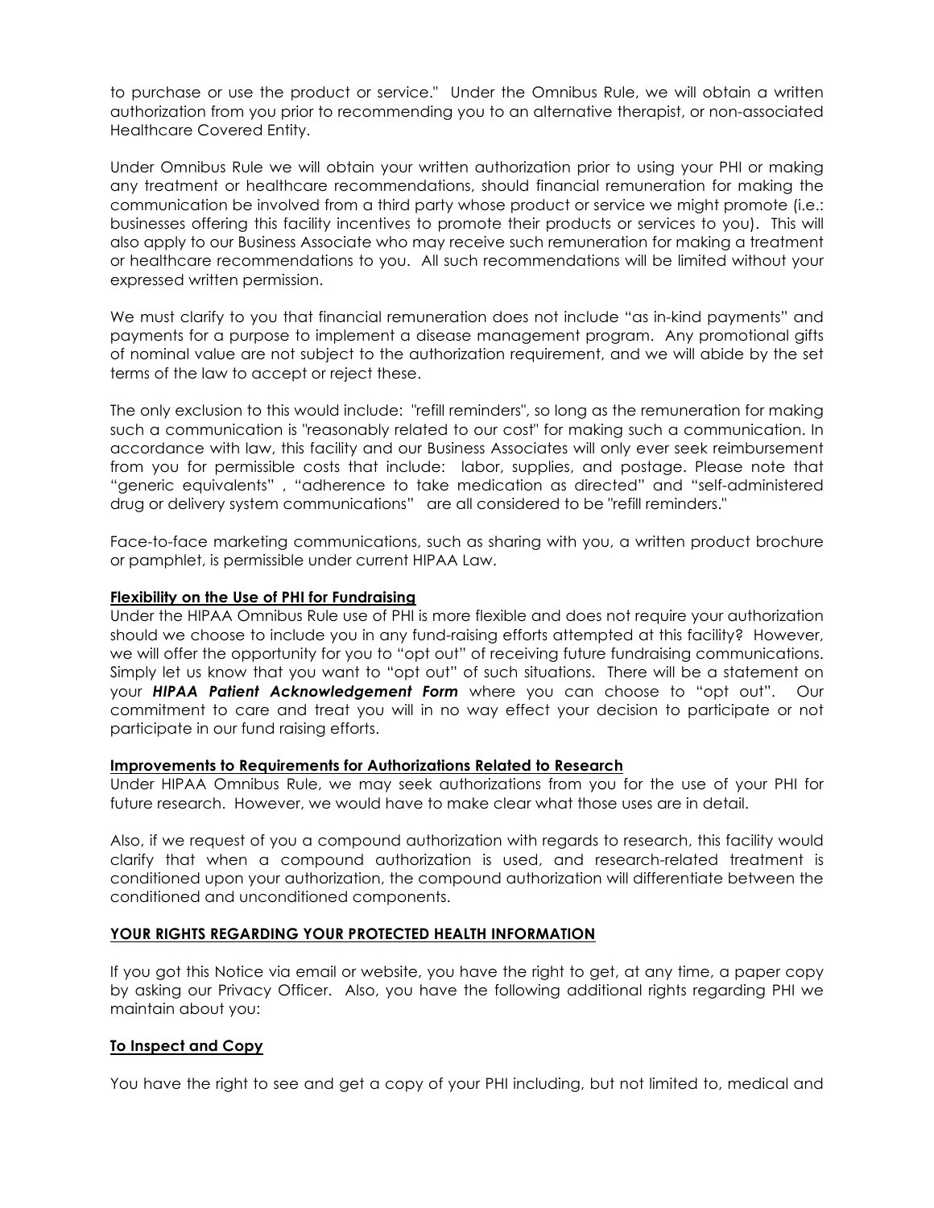to purchase or use the product or service." Under the Omnibus Rule, we will obtain a written authorization from you prior to recommending you to an alternative therapist, or non-associated Healthcare Covered Entity.

Under Omnibus Rule we will obtain your written authorization prior to using your PHI or making any treatment or healthcare recommendations, should financial remuneration for making the communication be involved from a third party whose product or service we might promote (i.e.: businesses offering this facility incentives to promote their products or services to you). This will also apply to our Business Associate who may receive such remuneration for making a treatment or healthcare recommendations to you. All such recommendations will be limited without your expressed written permission.

We must clarify to you that financial remuneration does not include "as in-kind payments" and payments for a purpose to implement a disease management program. Any promotional gifts of nominal value are not subject to the authorization requirement, and we will abide by the set terms of the law to accept or reject these.

The only exclusion to this would include: "refill reminders", so long as the remuneration for making such a communication is "reasonably related to our cost" for making such a communication. In accordance with law, this facility and our Business Associates will only ever seek reimbursement from you for permissible costs that include: labor, supplies, and postage. Please note that "generic equivalents" , "adherence to take medication as directed" and "self-administered drug or delivery system communications" are all considered to be "refill reminders."

Face-to-face marketing communications, such as sharing with you, a written product brochure or pamphlet, is permissible under current HIPAA Law.

**Flexibility on the Use of PHI for Fundraising**

Under the HIPAA Omnibus Rule use of PHI is more flexible and does not require your authorization should we choose to include you in any fund-raising efforts attempted at this facility? However, we will offer the opportunity for you to "opt out" of receiving future fundraising communications. Simply let us know that you want to "opt out" of such situations. There will be a statement on your ***HIPAA Patient Acknowledgement Form*** where you can choose to "opt out". Our commitment to care and treat you will in no way effect your decision to participate or not participate in our fund raising efforts.

**Improvements to Requirements for Authorizations Related to Research**

Under HIPAA Omnibus Rule, we may seek authorizations from you for the use of your PHI for future research. However, we would have to make clear what those uses are in detail.

Also, if we request of you a compound authorization with regards to research, this facility would clarify that when a compound authorization is used, and research-related treatment is conditioned upon your authorization, the compound authorization will differentiate between the conditioned and unconditioned components.

## YOUR RIGHTS REGARDING YOUR PROTECTED HEALTH INFORMATION

If you got this Notice via email or website, you have the right to get, at any time, a paper copy by asking our Privacy Officer. Also, you have the following additional rights regarding PHI we maintain about you:

### To Inspect and Copy

You have the right to see and get a copy of your PHI including, but not limited to, medical and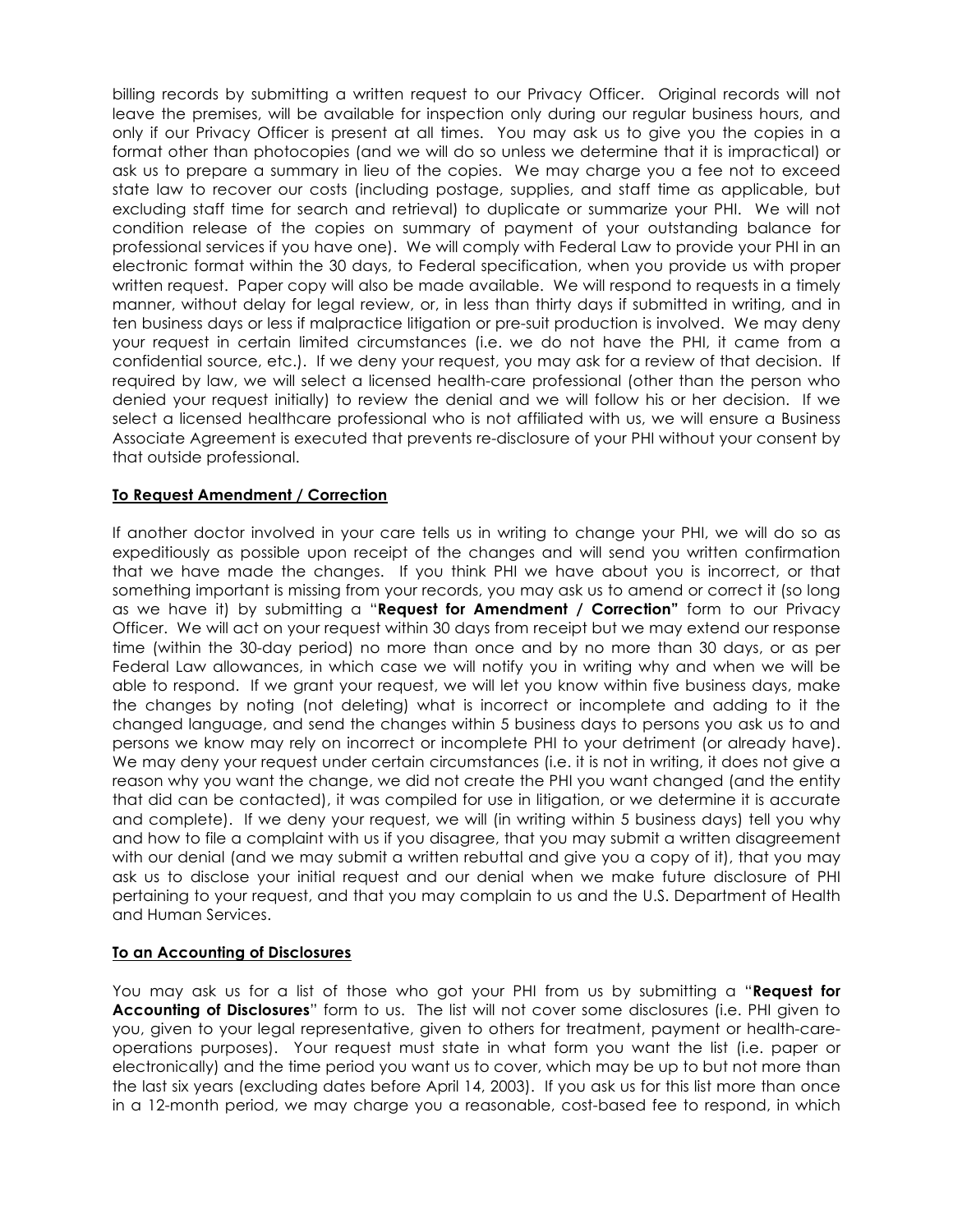billing records by submitting a written request to our Privacy Officer. Original records will not leave the premises, will be available for inspection only during our regular business hours, and only if our Privacy Officer is present at all times. You may ask us to give you the copies in a format other than photocopies (and we will do so unless we determine that it is impractical) or ask us to prepare a summary in lieu of the copies. We may charge you a fee not to exceed state law to recover our costs (including postage, supplies, and staff time as applicable, but excluding staff time for search and retrieval) to duplicate or summarize your PHI. We will not condition release of the copies on summary of payment of your outstanding balance for professional services if you have one). We will comply with Federal Law to provide your PHI in an electronic format within the 30 days, to Federal specification, when you provide us with proper written request. Paper copy will also be made available. We will respond to requests in a timely manner, without delay for legal review, or, in less than thirty days if submitted in writing, and in ten business days or less if malpractice litigation or pre-suit production is involved. We may deny your request in certain limited circumstances (i.e. we do not have the PHI, it came from a confidential source, etc.). If we deny your request, you may ask for a review of that decision. If required by law, we will select a licensed health-care professional (other than the person who denied your request initially) to review the denial and we will follow his or her decision. If we select a licensed healthcare professional who is not affiliated with us, we will ensure a Business Associate Agreement is executed that prevents re-disclosure of your PHI without your consent by that outside professional.

**To Request Amendment / Correction**

If another doctor involved in your care tells us in writing to change your PHI, we will do so as expeditiously as possible upon receipt of the changes and will send you written confirmation that we have made the changes. If you think PHI we have about you is incorrect, or that something important is missing from your records, you may ask us to amend or correct it (so long as we have it) by submitting a "**Request for Amendment / Correction"** form to our Privacy Officer. We will act on your request within 30 days from receipt but we may extend our response time (within the 30-day period) no more than once and by no more than 30 days, or as per Federal Law allowances, in which case we will notify you in writing why and when we will be able to respond. If we grant your request, we will let you know within five business days, make the changes by noting (not deleting) what is incorrect or incomplete and adding to it the changed language, and send the changes within 5 business days to persons you ask us to and persons we know may rely on incorrect or incomplete PHI to your detriment (or already have). We may deny your request under certain circumstances (i.e. it is not in writing, it does not give a reason why you want the change, we did not create the PHI you want changed (and the entity that did can be contacted), it was compiled for use in litigation, or we determine it is accurate and complete). If we deny your request, we will (in writing within 5 business days) tell you why and how to file a complaint with us if you disagree, that you may submit a written disagreement with our denial (and we may submit a written rebuttal and give you a copy of it), that you may ask us to disclose your initial request and our denial when we make future disclosure of PHI pertaining to your request, and that you may complain to us and the U.S. Department of Health and Human Services.

**To an Accounting of Disclosures**

You may ask us for a list of those who got your PHI from us by submitting a "**Request for Accounting of Disclosures**" form to us. The list will not cover some disclosures (i.e. PHI given to you, given to your legal representative, given to others for treatment, payment or health-care-operations purposes). Your request must state in what form you want the list (i.e. paper or electronically) and the time period you want us to cover, which may be up to but not more than the last six years (excluding dates before April 14, 2003). If you ask us for this list more than once in a 12-month period, we may charge you a reasonable, cost-based fee to respond, in which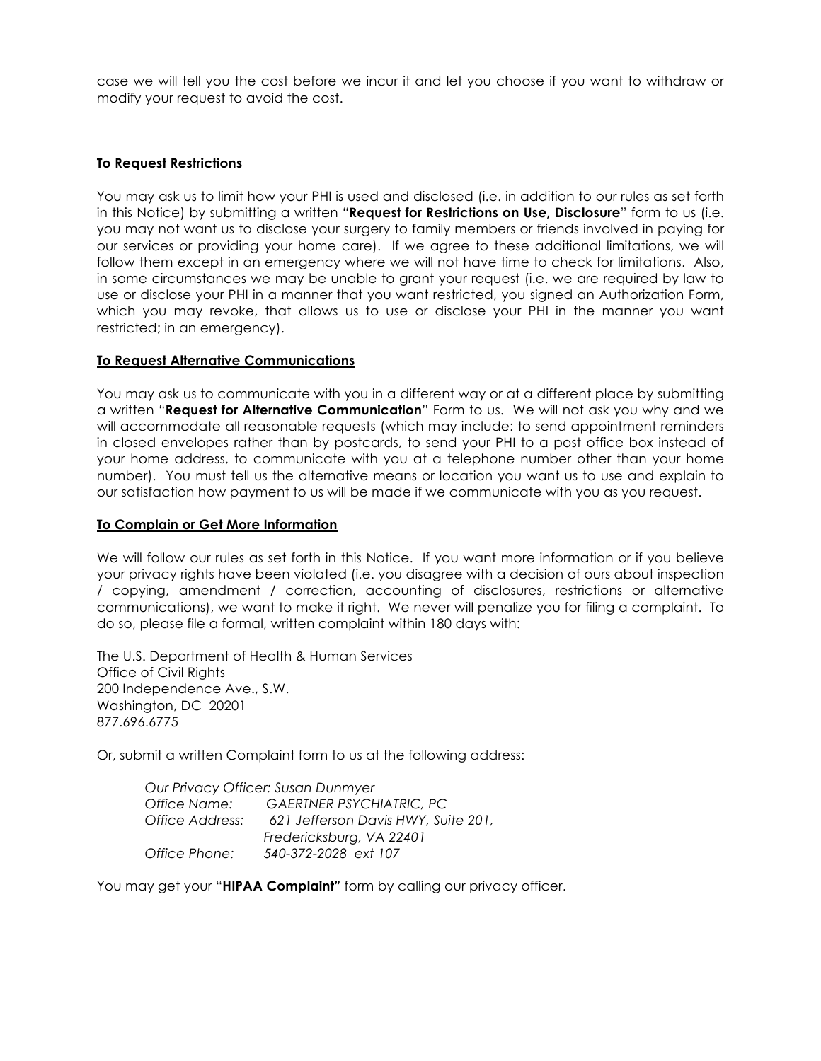case we will tell you the cost before we incur it and let you choose if you want to withdraw or modify your request to avoid the cost.

**To Request Restrictions**

You may ask us to limit how your PHI is used and disclosed (i.e. in addition to our rules as set forth in this Notice) by submitting a written "**Request for Restrictions on Use, Disclosure**" form to us (i.e. you may not want us to disclose your surgery to family members or friends involved in paying for our services or providing your home care). If we agree to these additional limitations, we will follow them except in an emergency where we will not have time to check for limitations. Also, in some circumstances we may be unable to grant your request (i.e. we are required by law to use or disclose your PHI in a manner that you want restricted, you signed an Authorization Form, which you may revoke, that allows us to use or disclose your PHI in the manner you want restricted; in an emergency).

**To Request Alternative Communications**

You may ask us to communicate with you in a different way or at a different place by submitting a written "**Request for Alternative Communication**" Form to us. We will not ask you why and we will accommodate all reasonable requests (which may include: to send appointment reminders in closed envelopes rather than by postcards, to send your PHI to a post office box instead of your home address, to communicate with you at a telephone number other than your home number). You must tell us the alternative means or location you want us to use and explain to our satisfaction how payment to us will be made if we communicate with you as you request.

**To Complain or Get More Information**

We will follow our rules as set forth in this Notice. If you want more information or if you believe your privacy rights have been violated (i.e. you disagree with a decision of ours about inspection / copying, amendment / correction, accounting of disclosures, restrictions or alternative communications), we want to make it right. We never will penalize you for filing a complaint. To do so, please file a formal, written complaint within 180 days with:

The U.S. Department of Health & Human Services
Office of Civil Rights
200 Independence Ave., S.W.
Washington, DC 20201
877.696.6775

Or, submit a written Complaint form to us at the following address:

*Our Privacy Officer: Susan Dunmyer*
*Office Name: GAERTNER PSYCHIATRIC, PC*
*Office Address: 621 Jefferson Davis HWY, Suite 201,*
*Fredericksburg, VA 22401*
*Office Phone: 540-372-2028 ext 107*

You may get your "**HIPAA Complaint"** form by calling our privacy officer.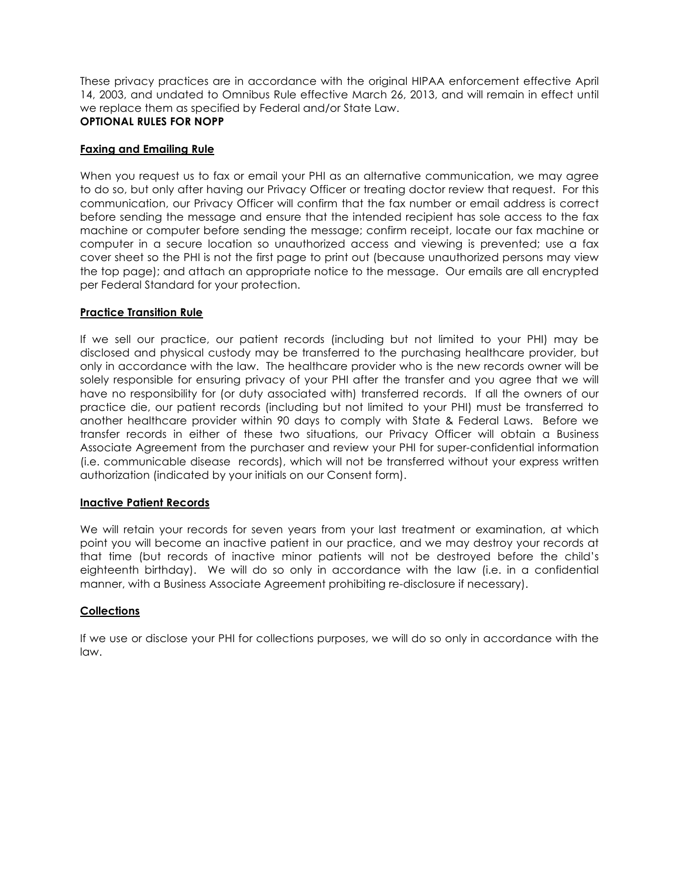These privacy practices are in accordance with the original HIPAA enforcement effective April 14, 2003, and undated to Omnibus Rule effective March 26, 2013, and will remain in effect until we replace them as specified by Federal and/or State Law.

**OPTIONAL RULES FOR NOPP**

**Faxing and Emailing Rule**

When you request us to fax or email your PHI as an alternative communication, we may agree to do so, but only after having our Privacy Officer or treating doctor review that request. For this communication, our Privacy Officer will confirm that the fax number or email address is correct before sending the message and ensure that the intended recipient has sole access to the fax machine or computer before sending the message; confirm receipt, locate our fax machine or computer in a secure location so unauthorized access and viewing is prevented; use a fax cover sheet so the PHI is not the first page to print out (because unauthorized persons may view the top page); and attach an appropriate notice to the message. Our emails are all encrypted per Federal Standard for your protection.

**Practice Transition Rule**

If we sell our practice, our patient records (including but not limited to your PHI) may be disclosed and physical custody may be transferred to the purchasing healthcare provider, but only in accordance with the law. The healthcare provider who is the new records owner will be solely responsible for ensuring privacy of your PHI after the transfer and you agree that we will have no responsibility for (or duty associated with) transferred records. If all the owners of our practice die, our patient records (including but not limited to your PHI) must be transferred to another healthcare provider within 90 days to comply with State & Federal Laws. Before we transfer records in either of these two situations, our Privacy Officer will obtain a Business Associate Agreement from the purchaser and review your PHI for super-confidential information (i.e. communicable disease records), which will not be transferred without your express written authorization (indicated by your initials on our Consent form).

**Inactive Patient Records**

We will retain your records for seven years from your last treatment or examination, at which point you will become an inactive patient in our practice, and we may destroy your records at that time (but records of inactive minor patients will not be destroyed before the child's eighteenth birthday). We will do so only in accordance with the law (i.e. in a confidential manner, with a Business Associate Agreement prohibiting re-disclosure if necessary).

**Collections**

If we use or disclose your PHI for collections purposes, we will do so only in accordance with the law.